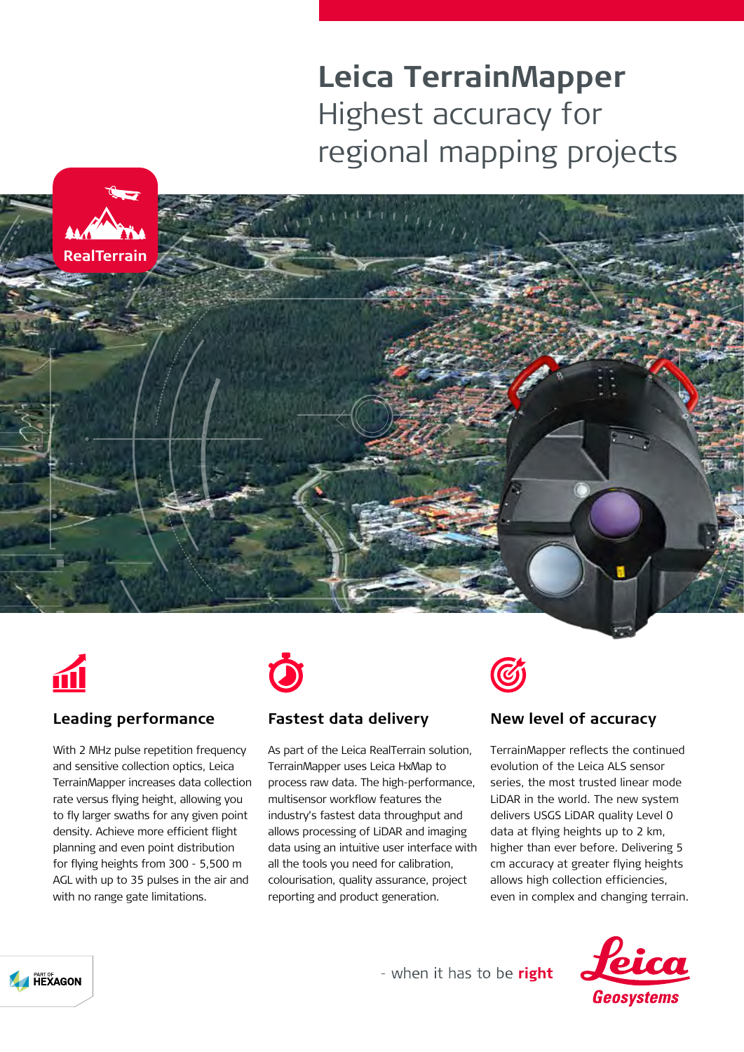# Leica TerrainMapper

## Highest accuracy for regional mapping projects

RealTerrain

### Leading performance

With 2 MHz pulse repetition frequency and sensitive collection optics, Leica TerrainMapper increases data collection rate versus flying height, allowing you to fly larger swaths for any given point density. Achieve more efficient flight planning and even point distribution for flying heights from 300 - 5,500 m AGL with up to 35 pulses in the air and with no range gate limitations.

### Fastest data delivery

As part of the Leica RealTerrain solution, TerrainMapper uses Leica HxMap to process raw data. The high-performance, multisensor workflow features the industry's fastest data throughput and allows processing of LiDAR and imaging data using an intuitive user interface with all the tools you need for calibration, colourisation, quality assurance, project reporting and product generation.

### New level of accuracy

TerrainMapper reflects the continued evolution of the Leica ALS sensor series, the most trusted linear mode LiDAR in the world. The new system delivers USGS LiDAR quality Level 0 data at flying heights up to 2 km, higher than ever before. Delivering 5 cm accuracy at greater flying heights allows high collection efficiencies, even in complex and changing terrain.

PART OF HEXAGON

- when it has to be **right**

Leica Geosystems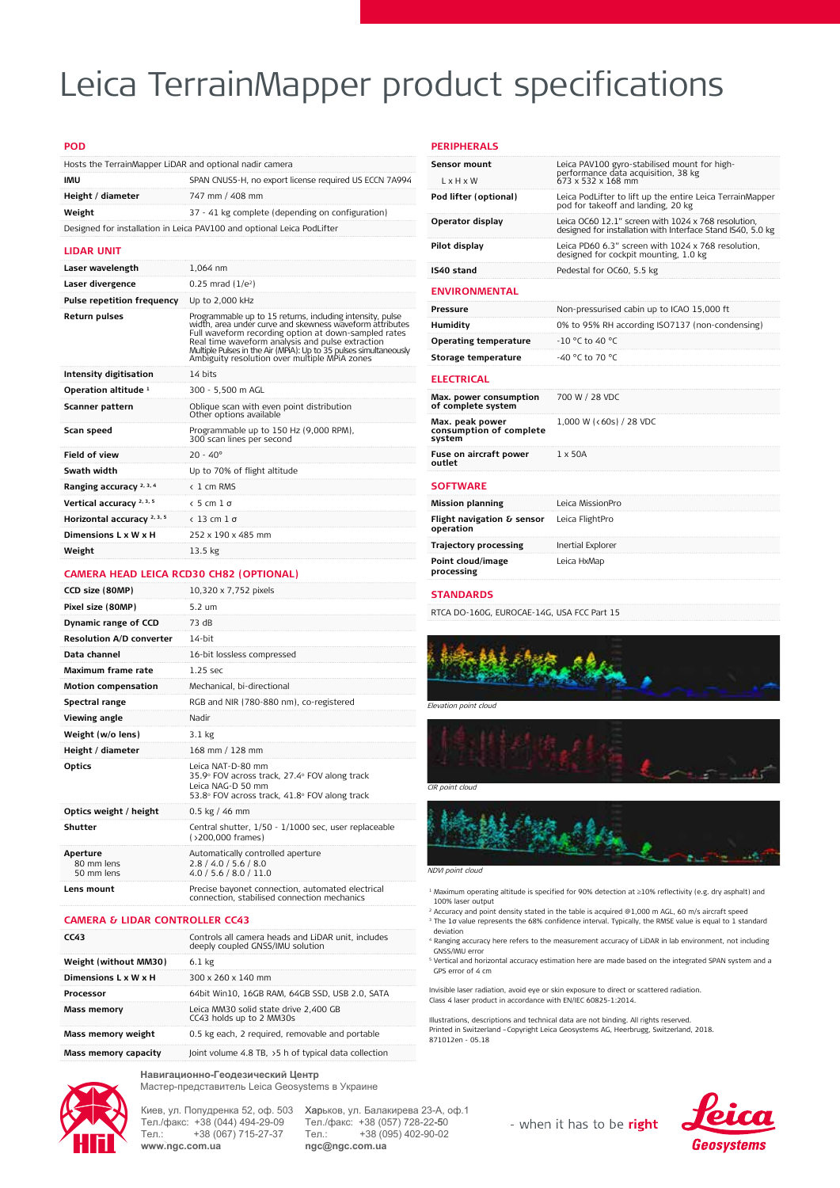# Leica TerrainMapper product specifications

## POD

| | |
|---|---|
| Hosts the TerrainMapper LiDAR and optional nadir camera | |
| **IMU** | SPAN CNUS5-H, no export license required US ECCN 7A994 |
| **Height / diameter** | 747 mm / 408 mm |
| **Weight** | 37 - 41 kg complete (depending on configuration) |
| Designed for installation in Leica PAV100 and optional Leica PodLifter | |

## LIDAR UNIT

| | |
|---|---|
| **Laser wavelength** | 1,064 nm |
| **Laser divergence** | 0.25 mrad (1/e²) |
| **Pulse repetition frequency** | Up to 2,000 kHz |
| **Return pulses** | Programmable up to 15 returns, including intensity, pulse width, area under curve and skewness waveform attributes<br>Full waveform recording option at down-sampled rates<br>Real time waveform analysis and pulse extraction<br>Multiple Pulses in the Air (MPiA): Up to 35 pulses simultaneously<br>Ambiguity resolution over multiple MPiA zones |
| **Intensity digitisation** | 14 bits |
| **Operation altitude** [1] | 300 - 5,500 m AGL |
| **Scanner pattern** | Oblique scan with even point distribution<br>Other options available |
| **Scan speed** | Programmable up to 150 Hz (9,000 RPM),<br>300 scan lines per second |
| **Field of view** | 20 - 40° |
| **Swath width** | Up to 70% of flight altitude |
| **Ranging accuracy** [2, 3, 4] | < 1 cm RMS |
| **Vertical accuracy** [2, 3, 5] | < 5 cm 1 σ |
| **Horizontal accuracy** [2, 3, 5] | < 13 cm 1 σ |
| **Dimensions L x W x H** | 252 x 190 x 485 mm |
| **Weight** | 13.5 kg |

## CAMERA HEAD LEICA RCD30 CH82 (OPTIONAL)

| | |
|---|---|
| **CCD size (80MP)** | 10,320 x 7,752 pixels |
| **Pixel size (80MP)** | 5.2 um |
| **Dynamic range of CCD** | 73 dB |
| **Resolution A/D converter** | 14-bit |
| **Data channel** | 16-bit lossless compressed |
| **Maximum frame rate** | 1.25 sec |
| **Motion compensation** | Mechanical, bi-directional |
| **Spectral range** | RGB and NIR (780-880 nm), co-registered |
| **Viewing angle** | Nadir |
| **Weight (w/o lens)** | 3.1 kg |
| **Height / diameter** | 168 mm / 128 mm |
| **Optics** | Leica NAT-D-80 mm<br>35.9° FOV across track, 27.4° FOV along track<br>Leica NAG-D 50 mm<br>53.8° FOV across track, 41.8° FOV along track |
| **Optics weight / height** | 0.5 kg / 46 mm |
| **Shutter** | Central shutter, 1/50 - 1/1000 sec, user replaceable (>200,000 frames) |
| **Aperture**<br>80 mm lens<br>50 mm lens | Automatically controlled aperture<br>2.8 / 4.0 / 5.6 / 8.0<br>4.0 / 5.6 / 8.0 / 11.0 |
| **Lens mount** | Precise bayonet connection, automated electrical connection, stabilised connection mechanics |

## CAMERA & LIDAR CONTROLLER CC43

| | |
|---|---|
| **CC43** | Controls all camera heads and LiDAR unit, includes deeply coupled GNSS/IMU solution |
| **Weight (without MM30)** | 6.1 kg |
| **Dimensions L x W x H** | 300 x 260 x 140 mm |
| **Processor** | 64bit Win10, 16GB RAM, 64GB SSD, USB 2.0, SATA |
| **Mass memory** | Leica MM30 solid state drive 2,400 GB<br>CC43 holds up to 2 MM30s |
| **Mass memory weight** | 0.5 kg each, 2 required, removable and portable |
| **Mass memory capacity** | Joint volume 4.8 TB, >5 h of typical data collection |

## PERIPHERALS

| | |
|---|---|
| **Sensor mount**<br>L x H x W | Leica PAV100 gyro-stabilised mount for high-performance data acquisition, 38 kg<br>673 x 532 x 168 mm |
| **Pod lifter (optional)** | Leica PodLifter to lift up the entire Leica TerrainMapper pod for takeoff and landing, 20 kg |
| **Operator display** | Leica OC60 12.1" screen with 1024 x 768 resolution, designed for installation with Interface Stand IS40, 5.0 kg |
| **Pilot display** | Leica PD60 6.3" screen with 1024 x 768 resolution, designed for cockpit mounting, 1.0 kg |
| **IS40 stand** | Pedestal for OC60, 5.5 kg |

## ENVIRONMENTAL

| | |
|---|---|
| **Pressure** | Non-pressurised cabin up to ICAO 15,000 ft |
| **Humidity** | 0% to 95% RH according ISO7137 (non-condensing) |
| **Operating temperature** | -10 °C to 40 °C |
| **Storage temperature** | -40 °C to 70 °C |

## ELECTRICAL

| | |
|---|---|
| **Max. power consumption of complete system** | 700 W / 28 VDC |
| **Max. peak power consumption of complete system** | 1,000 W (<60s) / 28 VDC |
| **Fuse on aircraft power outlet** | 1 x 50A |

## SOFTWARE

| | |
|---|---|
| **Mission planning** | Leica MissionPro |
| **Flight navigation & sensor operation** | Leica FlightPro |
| **Trajectory processing** | Inertial Explorer |
| **Point cloud/image processing** | Leica HxMap |

## STANDARDS

RTCA DO-160G, EUROCAE-14G, USA FCC Part 15

*Elevation point cloud*

*CIR point cloud*

*NDVI point cloud*

[1] Maximum operating altitude is specified for 90% detection at ≥10% reflectivity (e.g. dry asphalt) and 100% laser output
[2] Accuracy and point density stated in the table is acquired @1,000 m AGL, 60 m/s aircraft speed
[3] The 1σ value represents the 68% confidence interval. Typically, the RMSE value is equal to 1 standard deviation
[4] Ranging accuracy here refers to the measurement accuracy of LiDAR in lab environment, not including GNSS/IMU error
[5] Vertical and horizontal accuracy estimation here are made based on the integrated SPAN system and a GPS error of 4 cm

Invisible laser radiation, avoid eye or skin exposure to direct or scattered radiation.
Class 4 laser product in accordance with EN/IEC 60825-1:2014.

Illustrations, descriptions and technical data are not binding. All rights reserved.
Printed in Switzerland –Copyright Leica Geosystems AG, Heerbrugg, Switzerland, 2018.
871012en - 05.18

**Навигационно-Геодезический Центр**
Мастер-представитель Leica Geosystems в Украине

Киев, ул. Попудренка 52, оф. 503
Тел./факс: +38 (044) 494-29-09
Тел.: +38 (067) 715-27-37
**www.ngc.com.ua**

Харьков, ул. Балакирева 23-А, оф.1
Тел./факс: +38 (057) 728-22-50
Тел.: +38 (095) 402-90-02
**ngc@ngc.com.ua**

- when it has to be **right**

Leica Geosystems